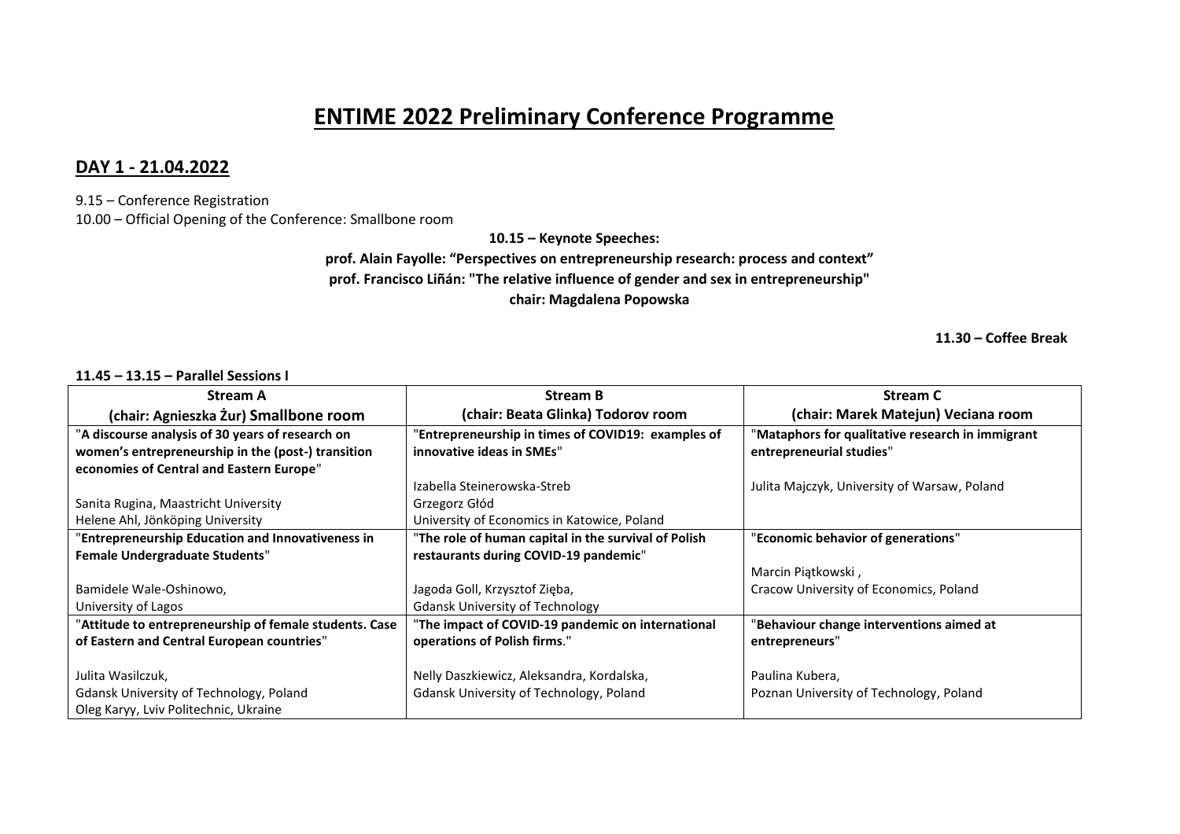# ENTIME 2022 Preliminary Conference Programme

## DAY 1 - 21.04.2022

9.15 – Conference Registration

10.00 – Official Opening of the Conference: Smallbone room

**10.15 – Keynote Speeches:**

**prof. Alain Fayolle: "Perspectives on entrepreneurship research: process and context"**

**prof. Francisco Liñán: "The relative influence of gender and sex in entrepreneurship"**

**chair: Magdalena Popowska**

**11.30 – Coffee Break**

**11.45 – 13.15 – Parallel Sessions I**

| Stream A<br>(chair: Agnieszka Żur) Smallbone room | Stream B<br>(chair: Beata Glinka) Todorov room | Stream C<br>(chair: Marek Matejun) Veciana room |
|---|---|---|
| "**A discourse analysis of 30 years of research on women's entrepreneurship in the (post-) transition economies of Central and Eastern Europe**"<br><br>Sanita Rugina, Maastricht University<br>Helene Ahl, Jönköping University | "**Entrepreneurship in times of COVID19: examples of innovative ideas in SMEs**"<br><br>Izabella Steinerowska-Streb<br>Grzegorz Głód<br>University of Economics in Katowice, Poland | "**Mataphors for qualitative research in immigrant entrepreneurial studies**"<br><br>Julita Majczyk, University of Warsaw, Poland |
| "**Entrepreneurship Education and Innovativeness in Female Undergraduate Students**"<br><br>Bamidele Wale-Oshinowo,<br>University of Lagos | "**The role of human capital in the survival of Polish restaurants during COVID-19 pandemic**"<br><br>Jagoda Goll, Krzysztof Zięba,<br>Gdansk University of Technology | "**Economic behavior of generations**"<br><br>Marcin Piątkowski ,<br>Cracow University of Economics, Poland |
| "**Attitude to entrepreneurship of female students. Case of Eastern and Central European countries**"<br><br>Julita Wasilczuk,<br>Gdansk University of Technology, Poland<br>Oleg Karyy, Lviv Politechnic, Ukraine | "**The impact of COVID-19 pandemic on international operations of Polish firms.**"<br><br>Nelly Daszkiewicz, Aleksandra, Kordalska,<br>Gdansk University of Technology, Poland | "**Behaviour change interventions aimed at entrepreneurs**"<br><br>Paulina Kubera,<br>Poznan University of Technology, Poland |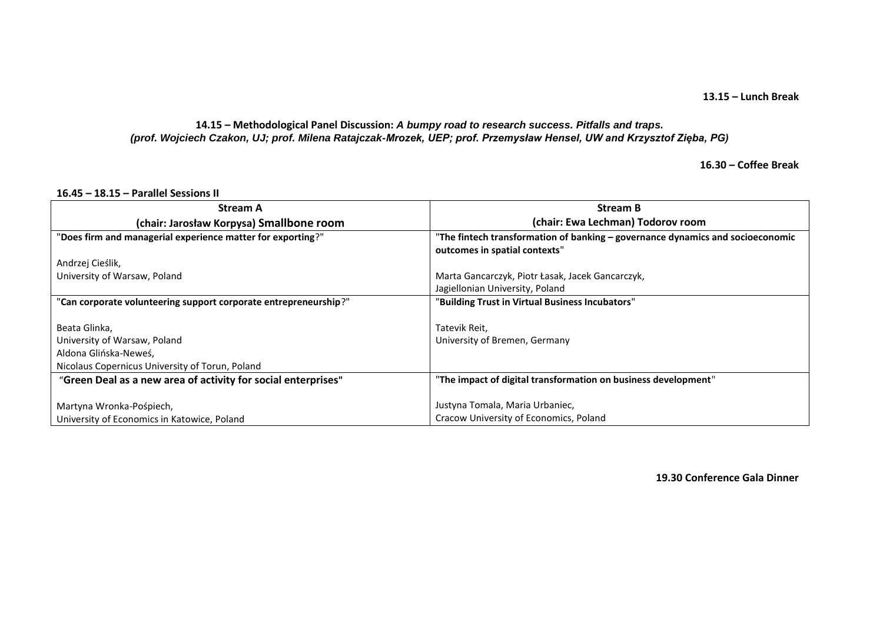**13.15 – Lunch Break**

**14.15 – Methodological Panel Discussion:** ***A bumpy road to research success. Pitfalls and traps.***
***(prof. Wojciech Czakon, UJ; prof. Milena Ratajczak-Mrozek, UEP; prof. Przemysław Hensel, UW and Krzysztof Zięba, PG)***

**16.30 – Coffee Break**

**16.45 – 18.15 – Parallel Sessions II**

| **Stream A**<br>**(chair: Jarosław Korpysa) Smallbone room** | **Stream B**<br>**(chair: Ewa Lechman) Todorov room** |
|---|---|
| "**Does firm and managerial experience matter for exporting**?"<br><br>Andrzej Cieślik,<br>University of Warsaw, Poland | "**The fintech transformation of banking – governance dynamics and socioeconomic outcomes in spatial contexts**"<br><br>Marta Gancarczyk, Piotr Łasak, Jacek Gancarczyk,<br>Jagiellonian University, Poland |
| "**Can corporate volunteering support corporate entrepreneurship**?"<br><br>Beata Glinka,<br>University of Warsaw, Poland<br>Aldona Glińska-Neweś,<br>Nicolaus Copernicus University of Torun, Poland | "**Building Trust in Virtual Business Incubators**"<br><br>Tatevik Reit,<br>University of Bremen, Germany |
| "**Green Deal as a new area of activity for social enterprises**"<br><br>Martyna Wronka-Pośpiech,<br>University of Economics in Katowice, Poland | "**The impact of digital transformation on business development**"<br><br>Justyna Tomala, Maria Urbaniec,<br>Cracow University of Economics, Poland |

**19.30 Conference Gala Dinner**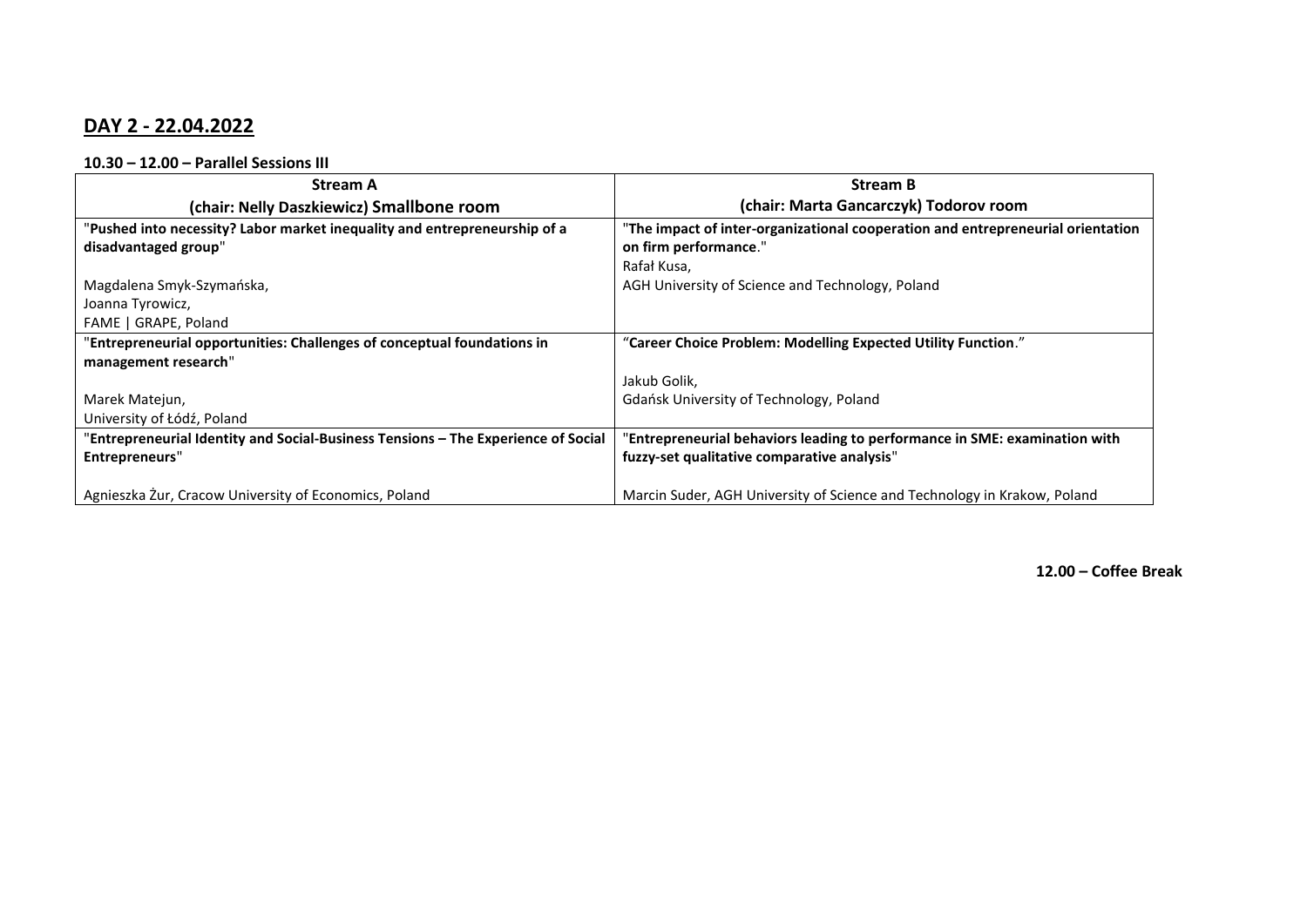## DAY 2 - 22.04.2022

**10.30 – 12.00 – Parallel Sessions III**

| **Stream A**<br>**(chair: Nelly Daszkiewicz) Smallbone room** | **Stream B**<br>**(chair: Marta Gancarczyk) Todorov room** |
|---|---|
| "**Pushed into necessity? Labor market inequality and entrepreneurship of a disadvantaged group**"<br><br>Magdalena Smyk-Szymańska,<br>Joanna Tyrowicz,<br>FAME \| GRAPE, Poland | "**The impact of inter-organizational cooperation and entrepreneurial orientation on firm performance**."<br>Rafał Kusa,<br>AGH University of Science and Technology, Poland |
| "**Entrepreneurial opportunities: Challenges of conceptual foundations in management research**"<br><br>Marek Matejun,<br>University of Łódź, Poland | "**Career Choice Problem: Modelling Expected Utility Function**."<br><br>Jakub Golik,<br>Gdańsk University of Technology, Poland |
| "**Entrepreneurial Identity and Social-Business Tensions – The Experience of Social Entrepreneurs**"<br><br>Agnieszka Żur, Cracow University of Economics, Poland | "**Entrepreneurial behaviors leading to performance in SME: examination with fuzzy-set qualitative comparative analysis**"<br><br>Marcin Suder, AGH University of Science and Technology in Krakow, Poland |

**12.00 – Coffee Break**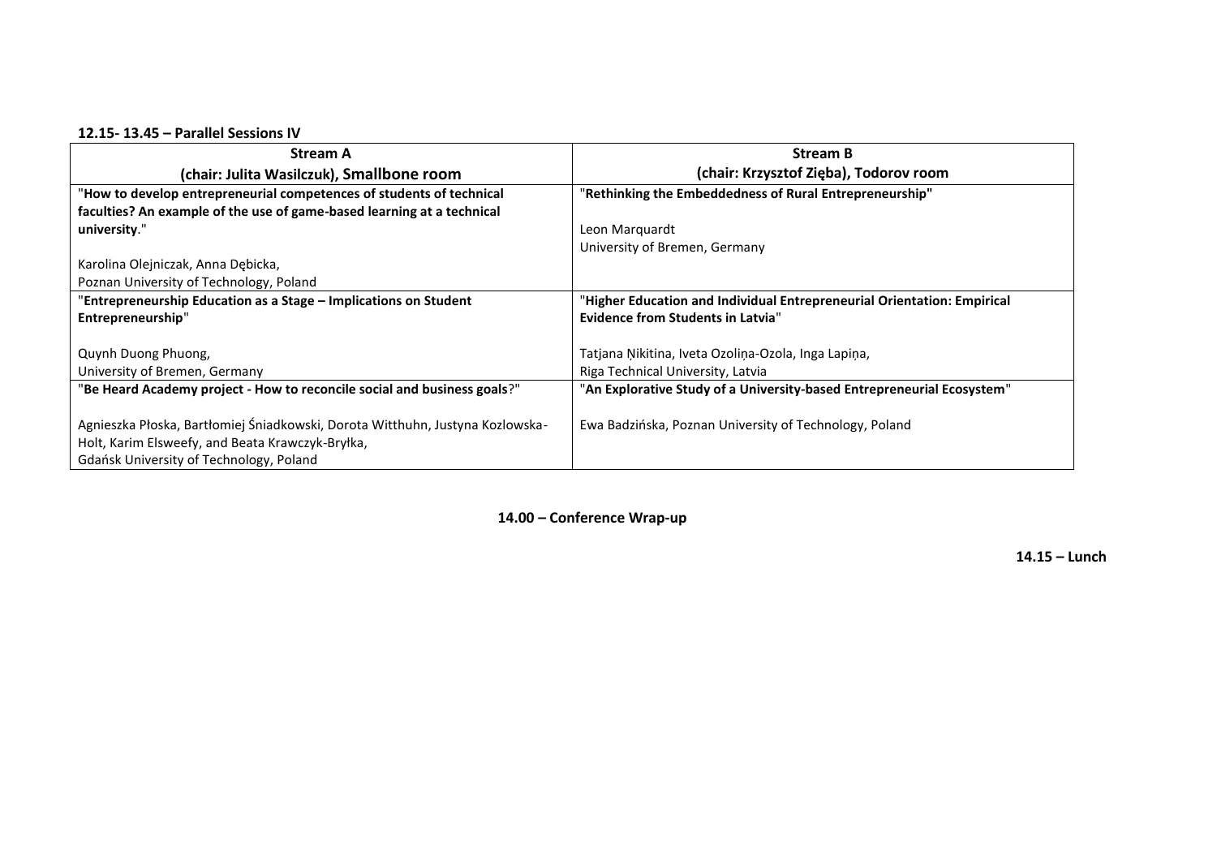**12.15- 13.45 – Parallel Sessions IV**

| Stream A (chair: Julita Wasilczuk), Smallbone room | Stream B (chair: Krzysztof Zięba), Todorov room |
| --- | --- |
| "**How to develop entrepreneurial competences of students of technical faculties? An example of the use of game-based learning at a technical university**."<br><br>Karolina Olejniczak, Anna Dębicka,<br>Poznan University of Technology, Poland | "**Rethinking the Embeddedness of Rural Entrepreneurship**"<br><br>Leon Marquardt<br>University of Bremen, Germany |
| "**Entrepreneurship Education as a Stage – Implications on Student Entrepreneurship**"<br><br>Quynh Duong Phuong,<br>University of Bremen, Germany | "**Higher Education and Individual Entrepreneurial Orientation: Empirical Evidence from Students in Latvia**"<br><br>Tatjana Ņikitina, Iveta Ozoliņa-Ozola, Inga Lapiņa,<br>Riga Technical University, Latvia |
| "**Be Heard Academy project - How to reconcile social and business goals**?"<br><br>Agnieszka Płoska, Bartłomiej Śniadkowski, Dorota Witthuhn, Justyna Kozlowska-Holt, Karim Elsweefy, and Beata Krawczyk-Bryłka,<br>Gdańsk University of Technology, Poland | "**An Explorative Study of a University-based Entrepreneurial Ecosystem**"<br><br>Ewa Badzińska, Poznan University of Technology, Poland |

**14.00 – Conference Wrap-up**

**14.15 – Lunch**